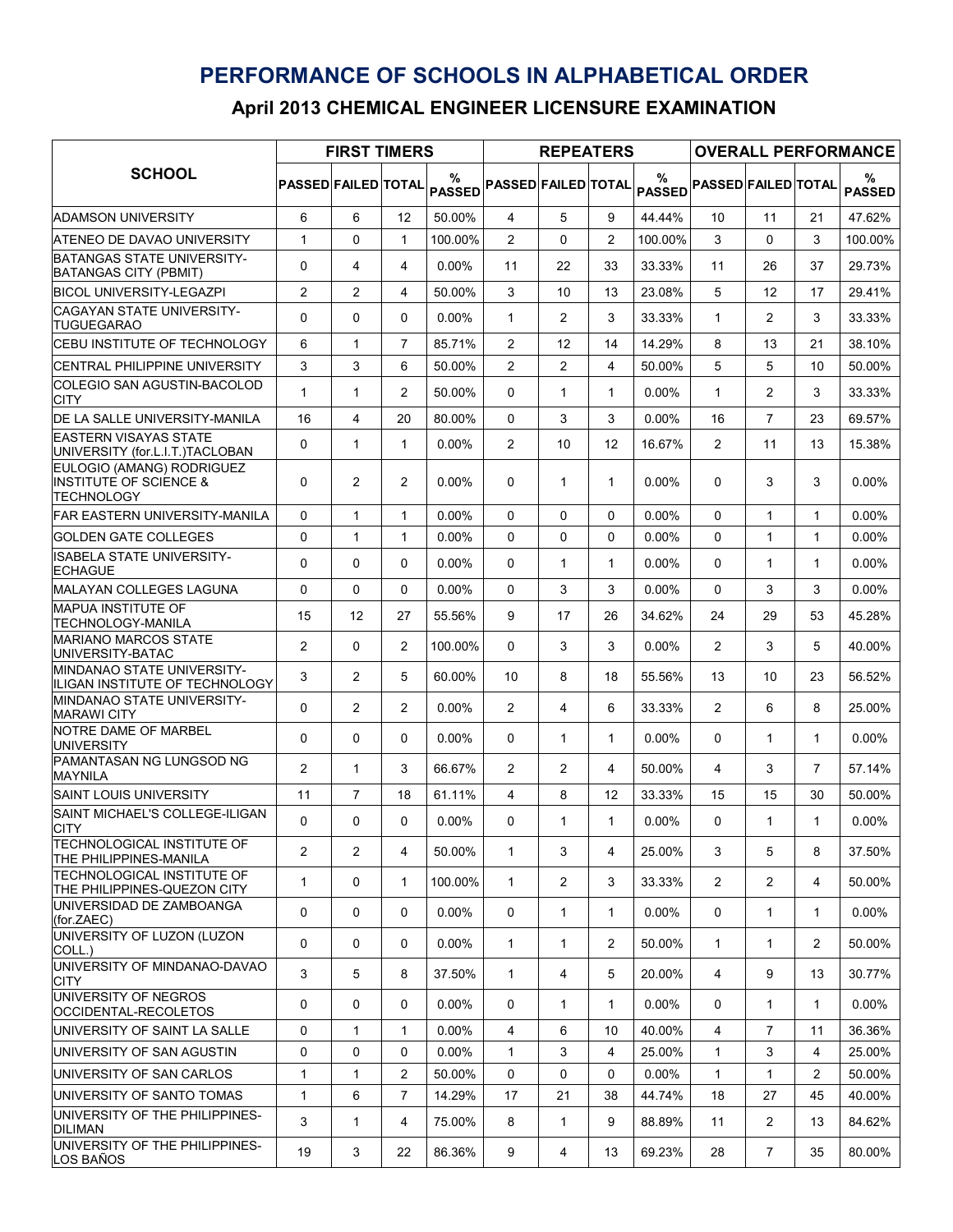# PERFORMANCE OF SCHOOLS IN ALPHABETICAL ORDER

## April 2013 CHEMICAL ENGINEER LICENSURE EXAMINATION

| SCHOOL | FIRST TIMERS | | | | REPEATERS | | | | OVERALL PERFORMANCE | | | |
|---|---|---|---|---|---|---|---|---|---|---|---|---|
| | PASSED | FAILED | TOTAL | % PASSED | PASSED | FAILED | TOTAL | % PASSED | PASSED | FAILED | TOTAL | % PASSED |
| ADAMSON UNIVERSITY | 6 | 6 | 12 | 50.00% | 4 | 5 | 9 | 44.44% | 10 | 11 | 21 | 47.62% |
| ATENEO DE DAVAO UNIVERSITY | 1 | 0 | 1 | 100.00% | 2 | 0 | 2 | 100.00% | 3 | 0 | 3 | 100.00% |
| BATANGAS STATE UNIVERSITY-BATANGAS CITY (PBMIT) | 0 | 4 | 4 | 0.00% | 11 | 22 | 33 | 33.33% | 11 | 26 | 37 | 29.73% |
| BICOL UNIVERSITY-LEGAZPI | 2 | 2 | 4 | 50.00% | 3 | 10 | 13 | 23.08% | 5 | 12 | 17 | 29.41% |
| CAGAYAN STATE UNIVERSITY-TUGUEGARAO | 0 | 0 | 0 | 0.00% | 1 | 2 | 3 | 33.33% | 1 | 2 | 3 | 33.33% |
| CEBU INSTITUTE OF TECHNOLOGY | 6 | 1 | 7 | 85.71% | 2 | 12 | 14 | 14.29% | 8 | 13 | 21 | 38.10% |
| CENTRAL PHILIPPINE UNIVERSITY | 3 | 3 | 6 | 50.00% | 2 | 2 | 4 | 50.00% | 5 | 5 | 10 | 50.00% |
| COLEGIO SAN AGUSTIN-BACOLOD CITY | 1 | 1 | 2 | 50.00% | 0 | 1 | 1 | 0.00% | 1 | 2 | 3 | 33.33% |
| DE LA SALLE UNIVERSITY-MANILA | 16 | 4 | 20 | 80.00% | 0 | 3 | 3 | 0.00% | 16 | 7 | 23 | 69.57% |
| EASTERN VISAYAS STATE UNIVERSITY (for.L.I.T.)TACLOBAN | 0 | 1 | 1 | 0.00% | 2 | 10 | 12 | 16.67% | 2 | 11 | 13 | 15.38% |
| EULOGIO (AMANG) RODRIGUEZ INSTITUTE OF SCIENCE & TECHNOLOGY | 0 | 2 | 2 | 0.00% | 0 | 1 | 1 | 0.00% | 0 | 3 | 3 | 0.00% |
| FAR EASTERN UNIVERSITY-MANILA | 0 | 1 | 1 | 0.00% | 0 | 0 | 0 | 0.00% | 0 | 1 | 1 | 0.00% |
| GOLDEN GATE COLLEGES | 0 | 1 | 1 | 0.00% | 0 | 0 | 0 | 0.00% | 0 | 1 | 1 | 0.00% |
| ISABELA STATE UNIVERSITY-ECHAGUE | 0 | 0 | 0 | 0.00% | 0 | 1 | 1 | 0.00% | 0 | 1 | 1 | 0.00% |
| MALAYAN COLLEGES LAGUNA | 0 | 0 | 0 | 0.00% | 0 | 3 | 3 | 0.00% | 0 | 3 | 3 | 0.00% |
| MAPUA INSTITUTE OF TECHNOLOGY-MANILA | 15 | 12 | 27 | 55.56% | 9 | 17 | 26 | 34.62% | 24 | 29 | 53 | 45.28% |
| MARIANO MARCOS STATE UNIVERSITY-BATAC | 2 | 0 | 2 | 100.00% | 0 | 3 | 3 | 0.00% | 2 | 3 | 5 | 40.00% |
| MINDANAO STATE UNIVERSITY-ILIGAN INSTITUTE OF TECHNOLOGY | 3 | 2 | 5 | 60.00% | 10 | 8 | 18 | 55.56% | 13 | 10 | 23 | 56.52% |
| MINDANAO STATE UNIVERSITY-MARAWI CITY | 0 | 2 | 2 | 0.00% | 2 | 4 | 6 | 33.33% | 2 | 6 | 8 | 25.00% |
| NOTRE DAME OF MARBEL UNIVERSITY | 0 | 0 | 0 | 0.00% | 0 | 1 | 1 | 0.00% | 0 | 1 | 1 | 0.00% |
| PAMANTASAN NG LUNGSOD NG MAYNILA | 2 | 1 | 3 | 66.67% | 2 | 2 | 4 | 50.00% | 4 | 3 | 7 | 57.14% |
| SAINT LOUIS UNIVERSITY | 11 | 7 | 18 | 61.11% | 4 | 8 | 12 | 33.33% | 15 | 15 | 30 | 50.00% |
| SAINT MICHAEL'S COLLEGE-ILIGAN CITY | 0 | 0 | 0 | 0.00% | 0 | 1 | 1 | 0.00% | 0 | 1 | 1 | 0.00% |
| TECHNOLOGICAL INSTITUTE OF THE PHILIPPINES-MANILA | 2 | 2 | 4 | 50.00% | 1 | 3 | 4 | 25.00% | 3 | 5 | 8 | 37.50% |
| TECHNOLOGICAL INSTITUTE OF THE PHILIPPINES-QUEZON CITY | 1 | 0 | 1 | 100.00% | 1 | 2 | 3 | 33.33% | 2 | 2 | 4 | 50.00% |
| UNIVERSIDAD DE ZAMBOANGA (for.ZAEC) | 0 | 0 | 0 | 0.00% | 0 | 1 | 1 | 0.00% | 0 | 1 | 1 | 0.00% |
| UNIVERSITY OF LUZON (LUZON COLL.) | 0 | 0 | 0 | 0.00% | 1 | 1 | 2 | 50.00% | 1 | 1 | 2 | 50.00% |
| UNIVERSITY OF MINDANAO-DAVAO CITY | 3 | 5 | 8 | 37.50% | 1 | 4 | 5 | 20.00% | 4 | 9 | 13 | 30.77% |
| UNIVERSITY OF NEGROS OCCIDENTAL-RECOLETOS | 0 | 0 | 0 | 0.00% | 0 | 1 | 1 | 0.00% | 0 | 1 | 1 | 0.00% |
| UNIVERSITY OF SAINT LA SALLE | 0 | 1 | 1 | 0.00% | 4 | 6 | 10 | 40.00% | 4 | 7 | 11 | 36.36% |
| UNIVERSITY OF SAN AGUSTIN | 0 | 0 | 0 | 0.00% | 1 | 3 | 4 | 25.00% | 1 | 3 | 4 | 25.00% |
| UNIVERSITY OF SAN CARLOS | 1 | 1 | 2 | 50.00% | 0 | 0 | 0 | 0.00% | 1 | 1 | 2 | 50.00% |
| UNIVERSITY OF SANTO TOMAS | 1 | 6 | 7 | 14.29% | 17 | 21 | 38 | 44.74% | 18 | 27 | 45 | 40.00% |
| UNIVERSITY OF THE PHILIPPINES-DILIMAN | 3 | 1 | 4 | 75.00% | 8 | 1 | 9 | 88.89% | 11 | 2 | 13 | 84.62% |
| UNIVERSITY OF THE PHILIPPINES-LOS BAÑOS | 19 | 3 | 22 | 86.36% | 9 | 4 | 13 | 69.23% | 28 | 7 | 35 | 80.00% |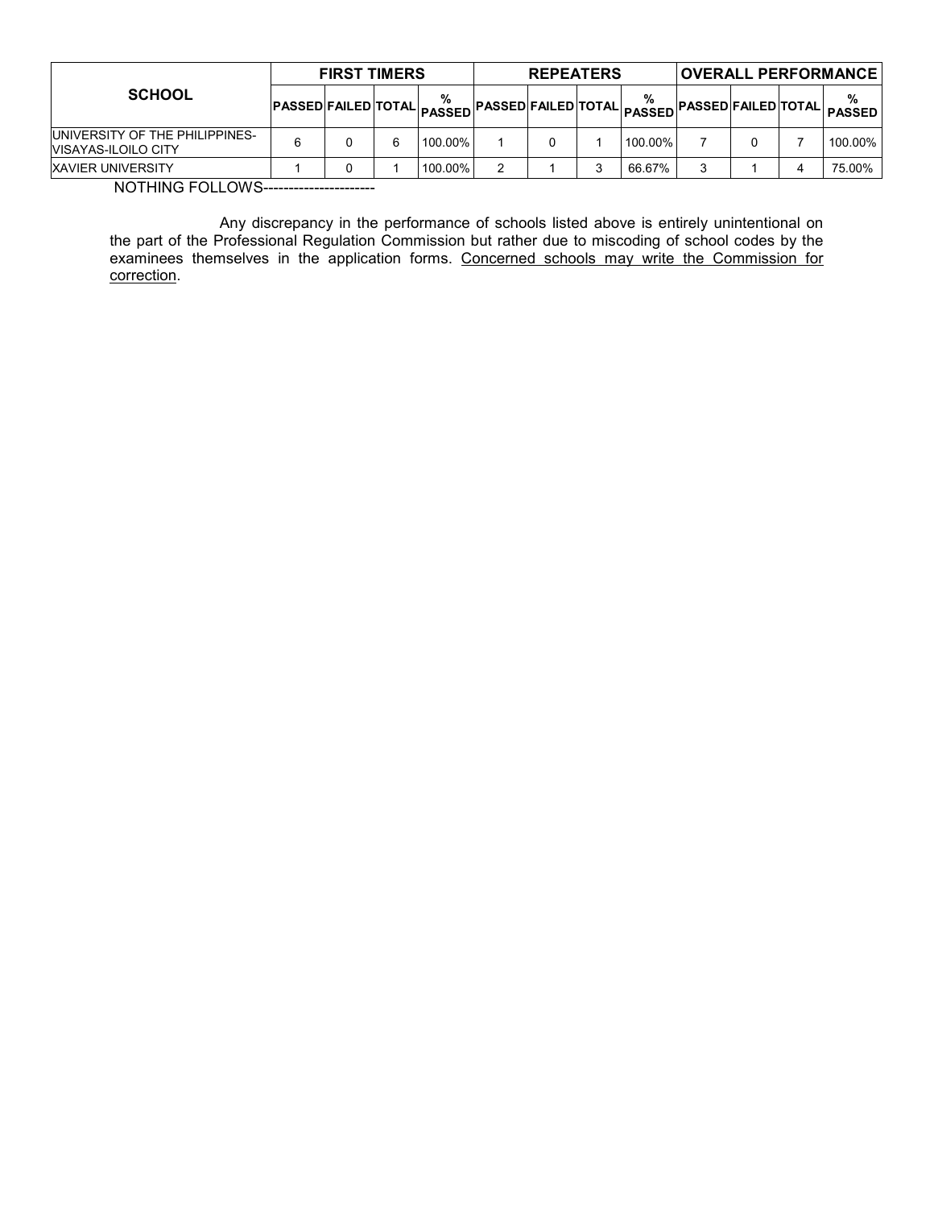| SCHOOL | FIRST TIMERS | | | | REPEATERS | | | | OVERALL PERFORMANCE | | | |
|---|---|---|---|---|---|---|---|---|---|---|---|---|
| | PASSED | FAILED | TOTAL | % PASSED | PASSED | FAILED | TOTAL | % PASSED | PASSED | FAILED | TOTAL | % PASSED |
| UNIVERSITY OF THE PHILIPPINES-VISAYAS-ILOILO CITY | 6 | 0 | 6 | 100.00% | 1 | 0 | 1 | 100.00% | 7 | 0 | 7 | 100.00% |
| XAVIER UNIVERSITY | 1 | 0 | 1 | 100.00% | 2 | 1 | 3 | 66.67% | 3 | 1 | 4 | 75.00% |

NOTHING FOLLOWS----------------------

Any discrepancy in the performance of schools listed above is entirely unintentional on the part of the Professional Regulation Commission but rather due to miscoding of school codes by the examinees themselves in the application forms. Concerned schools may write the Commission for correction.